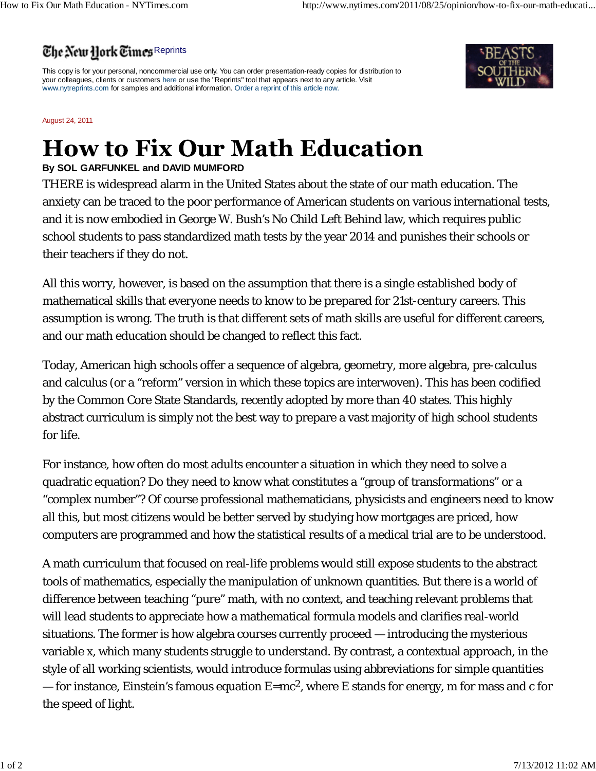The New York Times Reprints

This copy is for your personal, noncommercial use only. You can order presentation-ready copies for distribution to your colleagues, clients or customers here or use the "Reprints" tool that appears next to any article. Visit www.nytreprints.com for samples and additional information. Order a reprint of this article now.

August 24, 2011

# How to Fix Our Math Education

**By SOL GARFUNKEL and DAVID MUMFORD**

THERE is widespread alarm in the United States about the state of our math education. The anxiety can be traced to the poor performance of American students on various international tests, and it is now embodied in George W. Bush's No Child Left Behind law, which requires public school students to pass standardized math tests by the year 2014 and punishes their schools or their teachers if they do not.

All this worry, however, is based on the assumption that there is a single established body of mathematical skills that everyone needs to know to be prepared for 21st-century careers. This assumption is wrong. The truth is that different sets of math skills are useful for different careers, and our math education should be changed to reflect this fact.

Today, American high schools offer a sequence of algebra, geometry, more algebra, pre-calculus and calculus (or a "reform" version in which these topics are interwoven). This has been codified by the Common Core State Standards, recently adopted by more than 40 states. This highly abstract curriculum is simply not the best way to prepare a vast majority of high school students for life.

For instance, how often do most adults encounter a situation in which they need to solve a quadratic equation? Do they need to know what constitutes a "group of transformations" or a "complex number"? Of course professional mathematicians, physicists and engineers need to know all this, but most citizens would be better served by studying how mortgages are priced, how computers are programmed and how the statistical results of a medical trial are to be understood.

A math curriculum that focused on real-life problems would still expose students to the abstract tools of mathematics, especially the manipulation of unknown quantities. But there is a world of difference between teaching "pure" math, with no context, and teaching relevant problems that will lead students to appreciate how a mathematical formula models and clarifies real-world situations. The former is how algebra courses currently proceed — introducing the mysterious variable x, which many students struggle to understand. By contrast, a contextual approach, in the style of all working scientists, would introduce formulas using abbreviations for simple quantities — for instance, Einstein's famous equation $E=mc^2$, where E stands for energy, m for mass and c for the speed of light.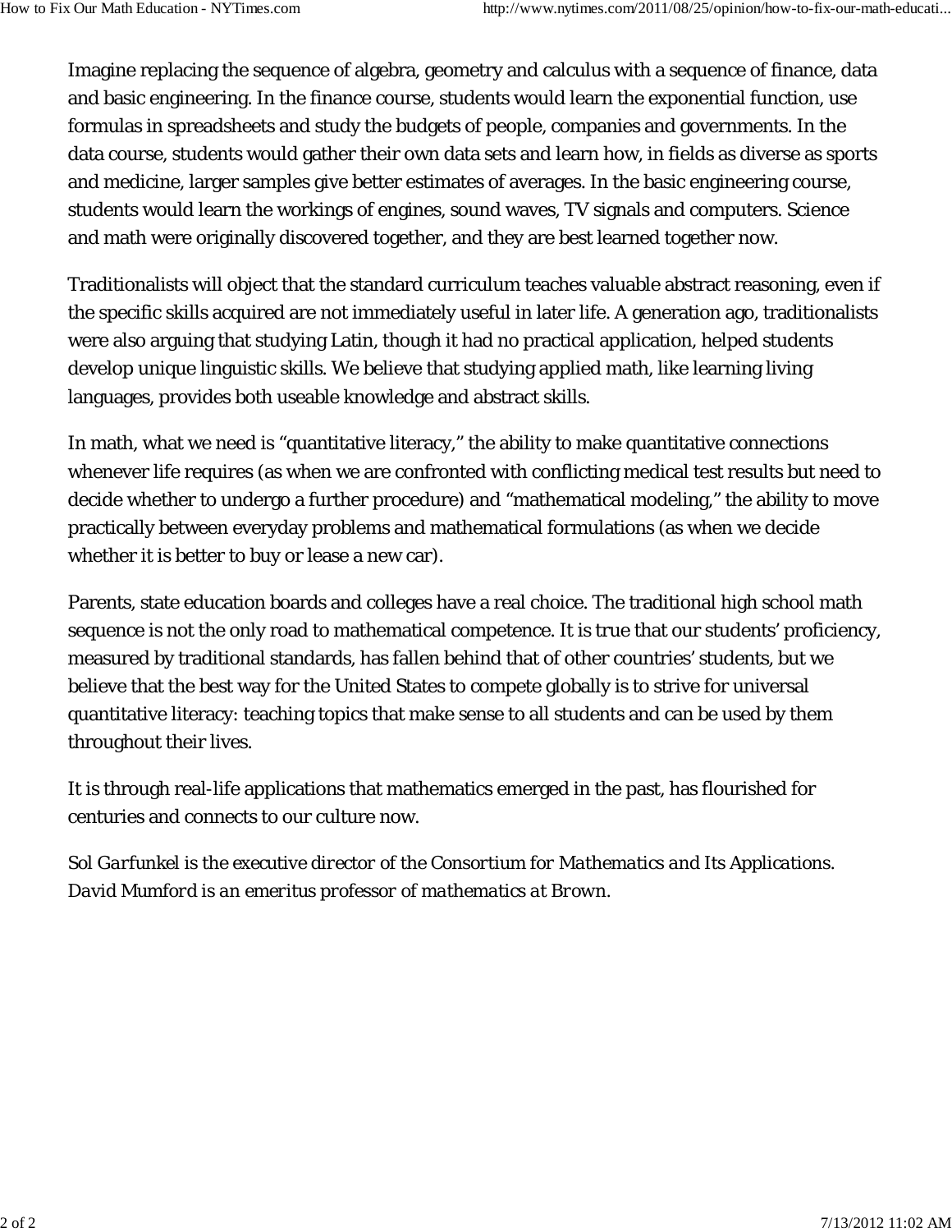Imagine replacing the sequence of algebra, geometry and calculus with a sequence of finance, data and basic engineering. In the finance course, students would learn the exponential function, use formulas in spreadsheets and study the budgets of people, companies and governments. In the data course, students would gather their own data sets and learn how, in fields as diverse as sports and medicine, larger samples give better estimates of averages. In the basic engineering course, students would learn the workings of engines, sound waves, TV signals and computers. Science and math were originally discovered together, and they are best learned together now.

Traditionalists will object that the standard curriculum teaches valuable abstract reasoning, even if the specific skills acquired are not immediately useful in later life. A generation ago, traditionalists were also arguing that studying Latin, though it had no practical application, helped students develop unique linguistic skills. We believe that studying applied math, like learning living languages, provides both useable knowledge and abstract skills.

In math, what we need is "quantitative literacy," the ability to make quantitative connections whenever life requires (as when we are confronted with conflicting medical test results but need to decide whether to undergo a further procedure) and "mathematical modeling," the ability to move practically between everyday problems and mathematical formulations (as when we decide whether it is better to buy or lease a new car).

Parents, state education boards and colleges have a real choice. The traditional high school math sequence is not the only road to mathematical competence. It is true that our students' proficiency, measured by traditional standards, has fallen behind that of other countries' students, but we believe that the best way for the United States to compete globally is to strive for universal quantitative literacy: teaching topics that make sense to all students and can be used by them throughout their lives.

It is through real-life applications that mathematics emerged in the past, has flourished for centuries and connects to our culture now.

*Sol Garfunkel is the executive director of the Consortium for Mathematics and Its Applications. David Mumford is an emeritus professor of mathematics at Brown.*